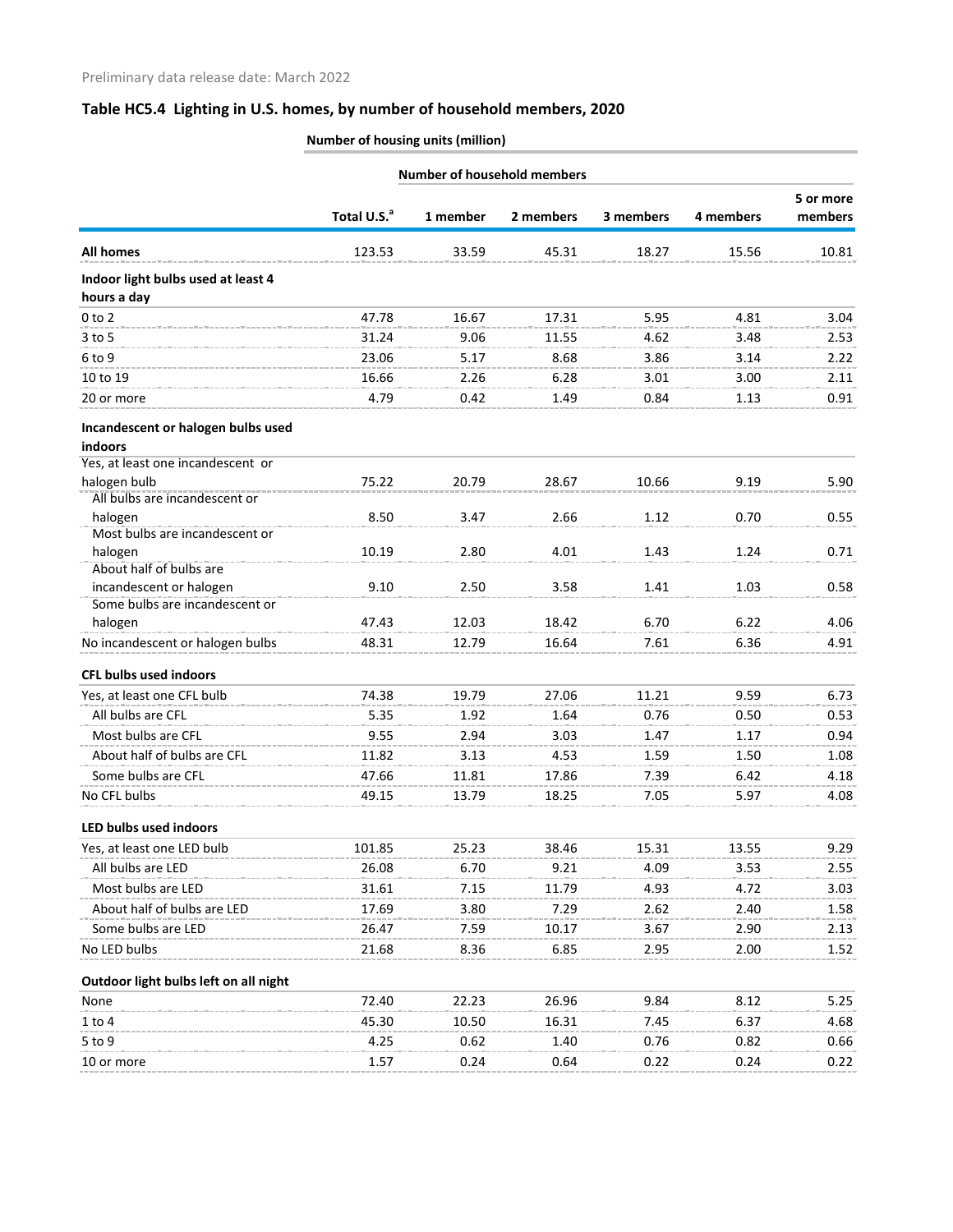Preliminary data release date: March 2022

## Table HC5.4 Lighting in U.S. homes, by number of household members, 2020

| | Number of housing units (million) | | | | | |
|---|---|---|---|---|---|---|
| | | Number of household members | | | | |
| | Total U.S.[a] | 1 member | 2 members | 3 members | 4 members | 5 or more members |
| **All homes** | 123.53 | 33.59 | 45.31 | 18.27 | 15.56 | 10.81 |
| **Indoor light bulbs used at least 4 hours a day** | | | | | | |
| 0 to 2 | 47.78 | 16.67 | 17.31 | 5.95 | 4.81 | 3.04 |
| 3 to 5 | 31.24 | 9.06 | 11.55 | 4.62 | 3.48 | 2.53 |
| 6 to 9 | 23.06 | 5.17 | 8.68 | 3.86 | 3.14 | 2.22 |
| 10 to 19 | 16.66 | 2.26 | 6.28 | 3.01 | 3.00 | 2.11 |
| 20 or more | 4.79 | 0.42 | 1.49 | 0.84 | 1.13 | 0.91 |
| **Incandescent or halogen bulbs used indoors** | | | | | | |
| Yes, at least one incandescent or halogen bulb | 75.22 | 20.79 | 28.67 | 10.66 | 9.19 | 5.90 |
| All bulbs are incandescent or halogen | 8.50 | 3.47 | 2.66 | 1.12 | 0.70 | 0.55 |
| Most bulbs are incandescent or halogen | 10.19 | 2.80 | 4.01 | 1.43 | 1.24 | 0.71 |
| About half of bulbs are incandescent or halogen | 9.10 | 2.50 | 3.58 | 1.41 | 1.03 | 0.58 |
| Some bulbs are incandescent or halogen | 47.43 | 12.03 | 18.42 | 6.70 | 6.22 | 4.06 |
| No incandescent or halogen bulbs | 48.31 | 12.79 | 16.64 | 7.61 | 6.36 | 4.91 |
| **CFL bulbs used indoors** | | | | | | |
| Yes, at least one CFL bulb | 74.38 | 19.79 | 27.06 | 11.21 | 9.59 | 6.73 |
| All bulbs are CFL | 5.35 | 1.92 | 1.64 | 0.76 | 0.50 | 0.53 |
| Most bulbs are CFL | 9.55 | 2.94 | 3.03 | 1.47 | 1.17 | 0.94 |
| About half of bulbs are CFL | 11.82 | 3.13 | 4.53 | 1.59 | 1.50 | 1.08 |
| Some bulbs are CFL | 47.66 | 11.81 | 17.86 | 7.39 | 6.42 | 4.18 |
| No CFL bulbs | 49.15 | 13.79 | 18.25 | 7.05 | 5.97 | 4.08 |
| **LED bulbs used indoors** | | | | | | |
| Yes, at least one LED bulb | 101.85 | 25.23 | 38.46 | 15.31 | 13.55 | 9.29 |
| All bulbs are LED | 26.08 | 6.70 | 9.21 | 4.09 | 3.53 | 2.55 |
| Most bulbs are LED | 31.61 | 7.15 | 11.79 | 4.93 | 4.72 | 3.03 |
| About half of bulbs are LED | 17.69 | 3.80 | 7.29 | 2.62 | 2.40 | 1.58 |
| Some bulbs are LED | 26.47 | 7.59 | 10.17 | 3.67 | 2.90 | 2.13 |
| No LED bulbs | 21.68 | 8.36 | 6.85 | 2.95 | 2.00 | 1.52 |
| **Outdoor light bulbs left on all night** | | | | | | |
| None | 72.40 | 22.23 | 26.96 | 9.84 | 8.12 | 5.25 |
| 1 to 4 | 45.30 | 10.50 | 16.31 | 7.45 | 6.37 | 4.68 |
| 5 to 9 | 4.25 | 0.62 | 1.40 | 0.76 | 0.82 | 0.66 |
| 10 or more | 1.57 | 0.24 | 0.64 | 0.22 | 0.24 | 0.22 |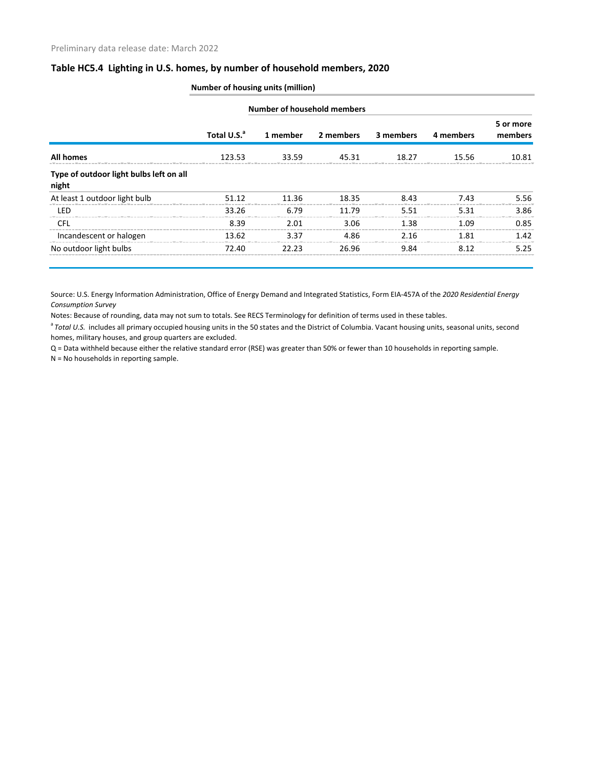Preliminary data release date: March 2022

## Table HC5.4 Lighting in U.S. homes, by number of household members, 2020

| | Number of housing units (million) | | | | | |
|---|---|---|---|---|---|---|
| | | Number of household members | | | | |
| | Total U.S.[a] | 1 member | 2 members | 3 members | 4 members | 5 or more members |
| **All homes** | 123.53 | 33.59 | 45.31 | 18.27 | 15.56 | 10.81 |
| **Type of outdoor light bulbs left on all night** | | | | | | |
| At least 1 outdoor light bulb | 51.12 | 11.36 | 18.35 | 8.43 | 7.43 | 5.56 |
| LED | 33.26 | 6.79 | 11.79 | 5.51 | 5.31 | 3.86 |
| CFL | 8.39 | 2.01 | 3.06 | 1.38 | 1.09 | 0.85 |
| Incandescent or halogen | 13.62 | 3.37 | 4.86 | 2.16 | 1.81 | 1.42 |
| No outdoor light bulbs | 72.40 | 22.23 | 26.96 | 9.84 | 8.12 | 5.25 |

Source: U.S. Energy Information Administration, Office of Energy Demand and Integrated Statistics, Form EIA-457A of the *2020 Residential Energy Consumption Survey*

Notes: Because of rounding, data may not sum to totals. See RECS Terminology for definition of terms used in these tables.

[a] *Total U.S.* includes all primary occupied housing units in the 50 states and the District of Columbia. Vacant housing units, seasonal units, second homes, military houses, and group quarters are excluded.

Q = Data withheld because either the relative standard error (RSE) was greater than 50% or fewer than 10 households in reporting sample.

N = No households in reporting sample.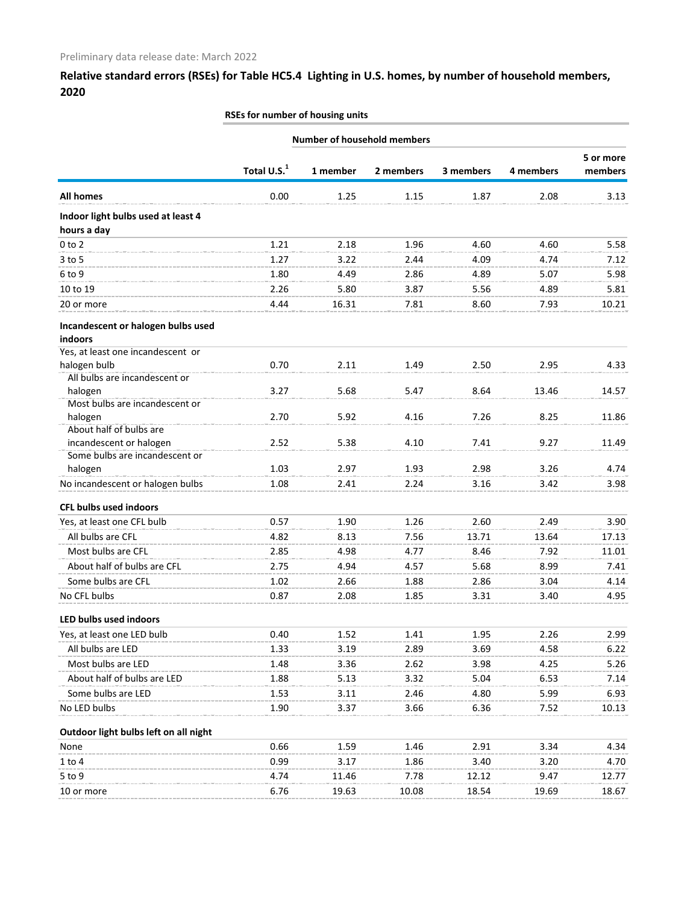Preliminary data release date: March 2022

## Relative standard errors (RSEs) for Table HC5.4 Lighting in U.S. homes, by number of household members, 2020

| | RSEs for number of housing units | | | | | |
|---|---|---|---|---|---|---|
| | | Number of household members | | | | |
| | Total U.S.[1] | 1 member | 2 members | 3 members | 4 members | 5 or more members |
| **All homes** | 0.00 | 1.25 | 1.15 | 1.87 | 2.08 | 3.13 |
| **Indoor light bulbs used at least 4 hours a day** | | | | | | |
| 0 to 2 | 1.21 | 2.18 | 1.96 | 4.60 | 4.60 | 5.58 |
| 3 to 5 | 1.27 | 3.22 | 2.44 | 4.09 | 4.74 | 7.12 |
| 6 to 9 | 1.80 | 4.49 | 2.86 | 4.89 | 5.07 | 5.98 |
| 10 to 19 | 2.26 | 5.80 | 3.87 | 5.56 | 4.89 | 5.81 |
| 20 or more | 4.44 | 16.31 | 7.81 | 8.60 | 7.93 | 10.21 |
| **Incandescent or halogen bulbs used indoors** | | | | | | |
| Yes, at least one incandescent or halogen bulb | 0.70 | 2.11 | 1.49 | 2.50 | 2.95 | 4.33 |
| All bulbs are incandescent or halogen | 3.27 | 5.68 | 5.47 | 8.64 | 13.46 | 14.57 |
| Most bulbs are incandescent or halogen | 2.70 | 5.92 | 4.16 | 7.26 | 8.25 | 11.86 |
| About half of bulbs are incandescent or halogen | 2.52 | 5.38 | 4.10 | 7.41 | 9.27 | 11.49 |
| Some bulbs are incandescent or halogen | 1.03 | 2.97 | 1.93 | 2.98 | 3.26 | 4.74 |
| No incandescent or halogen bulbs | 1.08 | 2.41 | 2.24 | 3.16 | 3.42 | 3.98 |
| **CFL bulbs used indoors** | | | | | | |
| Yes, at least one CFL bulb | 0.57 | 1.90 | 1.26 | 2.60 | 2.49 | 3.90 |
| All bulbs are CFL | 4.82 | 8.13 | 7.56 | 13.71 | 13.64 | 17.13 |
| Most bulbs are CFL | 2.85 | 4.98 | 4.77 | 8.46 | 7.92 | 11.01 |
| About half of bulbs are CFL | 2.75 | 4.94 | 4.57 | 5.68 | 8.99 | 7.41 |
| Some bulbs are CFL | 1.02 | 2.66 | 1.88 | 2.86 | 3.04 | 4.14 |
| No CFL bulbs | 0.87 | 2.08 | 1.85 | 3.31 | 3.40 | 4.95 |
| **LED bulbs used indoors** | | | | | | |
| Yes, at least one LED bulb | 0.40 | 1.52 | 1.41 | 1.95 | 2.26 | 2.99 |
| All bulbs are LED | 1.33 | 3.19 | 2.89 | 3.69 | 4.58 | 6.22 |
| Most bulbs are LED | 1.48 | 3.36 | 2.62 | 3.98 | 4.25 | 5.26 |
| About half of bulbs are LED | 1.88 | 5.13 | 3.32 | 5.04 | 6.53 | 7.14 |
| Some bulbs are LED | 1.53 | 3.11 | 2.46 | 4.80 | 5.99 | 6.93 |
| No LED bulbs | 1.90 | 3.37 | 3.66 | 6.36 | 7.52 | 10.13 |
| **Outdoor light bulbs left on all night** | | | | | | |
| None | 0.66 | 1.59 | 1.46 | 2.91 | 3.34 | 4.34 |
| 1 to 4 | 0.99 | 3.17 | 1.86 | 3.40 | 3.20 | 4.70 |
| 5 to 9 | 4.74 | 11.46 | 7.78 | 12.12 | 9.47 | 12.77 |
| 10 or more | 6.76 | 19.63 | 10.08 | 18.54 | 19.69 | 18.67 |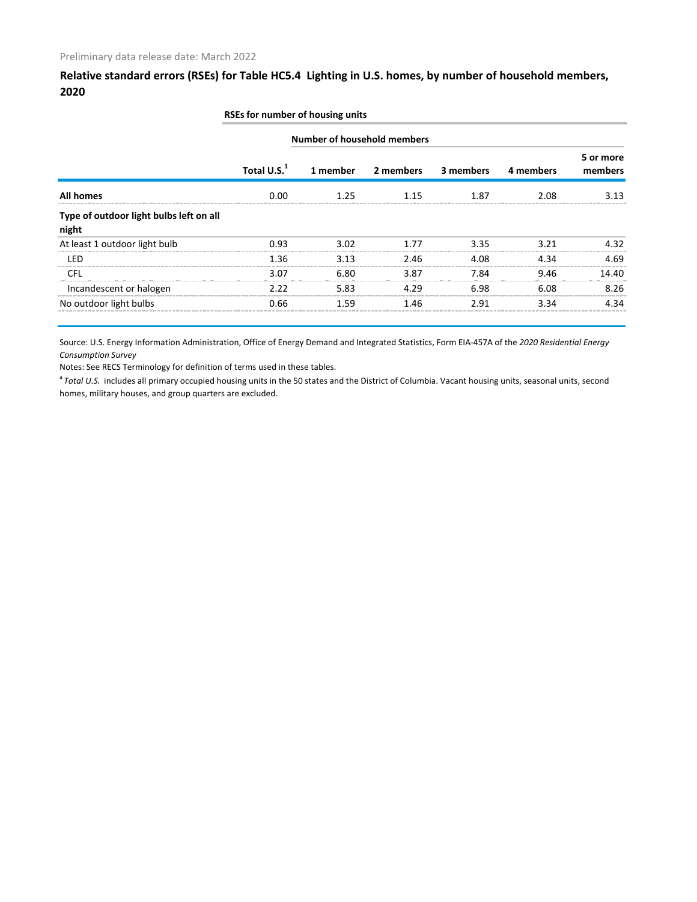Preliminary data release date: March 2022

## Relative standard errors (RSEs) for Table HC5.4 Lighting in U.S. homes, by number of household members, 2020

| | RSEs for number of housing units | | | | | |
|---|---|---|---|---|---|---|
| | | Number of household members | | | | |
| | Total U.S.[1] | 1 member | 2 members | 3 members | 4 members | 5 or more members |
| **All homes** | 0.00 | 1.25 | 1.15 | 1.87 | 2.08 | 3.13 |
| **Type of outdoor light bulbs left on all night** | | | | | | |
| At least 1 outdoor light bulb | 0.93 | 3.02 | 1.77 | 3.35 | 3.21 | 4.32 |
| LED | 1.36 | 3.13 | 2.46 | 4.08 | 4.34 | 4.69 |
| CFL | 3.07 | 6.80 | 3.87 | 7.84 | 9.46 | 14.40 |
| Incandescent or halogen | 2.22 | 5.83 | 4.29 | 6.98 | 6.08 | 8.26 |
| No outdoor light bulbs | 0.66 | 1.59 | 1.46 | 2.91 | 3.34 | 4.34 |

Source: U.S. Energy Information Administration, Office of Energy Demand and Integrated Statistics, Form EIA-457A of the *2020 Residential Energy Consumption Survey*

Notes: See RECS Terminology for definition of terms used in these tables.

[a] *Total U.S.* includes all primary occupied housing units in the 50 states and the District of Columbia. Vacant housing units, seasonal units, second homes, military houses, and group quarters are excluded.